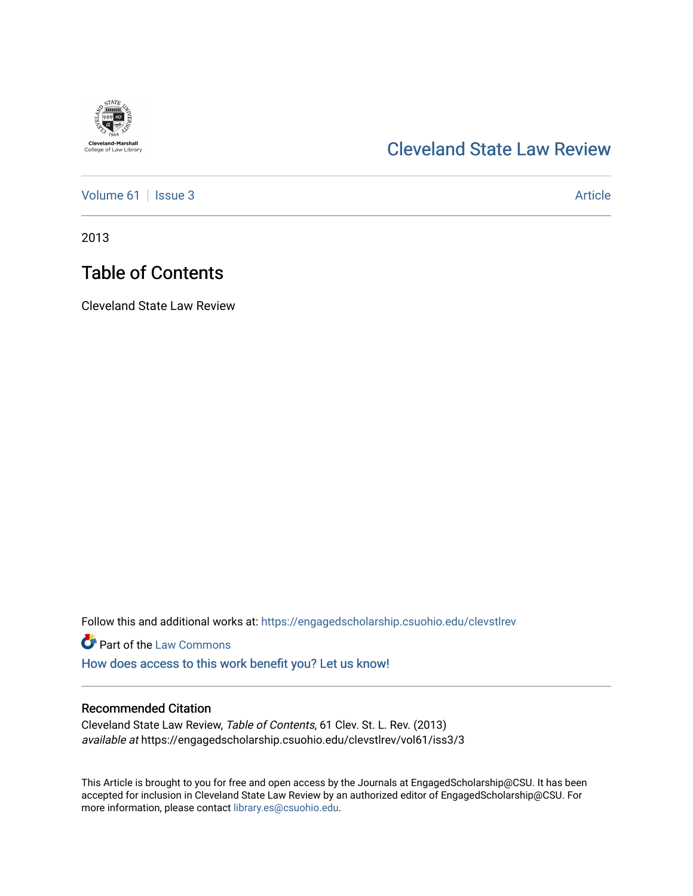Cleveland-Marshall College of Law Library

# Cleveland State Law Review

Volume 61 | Issue 3 Article

2013

## Table of Contents

Cleveland State Law Review

Follow this and additional works at: https://engagedscholarship.csuohio.edu/clevstlrev

Part of the Law Commons

How does access to this work benefit you? Let us know!

### Recommended Citation

Cleveland State Law Review, *Table of Contents*, 61 Clev. St. L. Rev. (2013)
*available at* https://engagedscholarship.csuohio.edu/clevstlrev/vol61/iss3/3

This Article is brought to you for free and open access by the Journals at EngagedScholarship@CSU. It has been accepted for inclusion in Cleveland State Law Review by an authorized editor of EngagedScholarship@CSU. For more information, please contact library.es@csuohio.edu.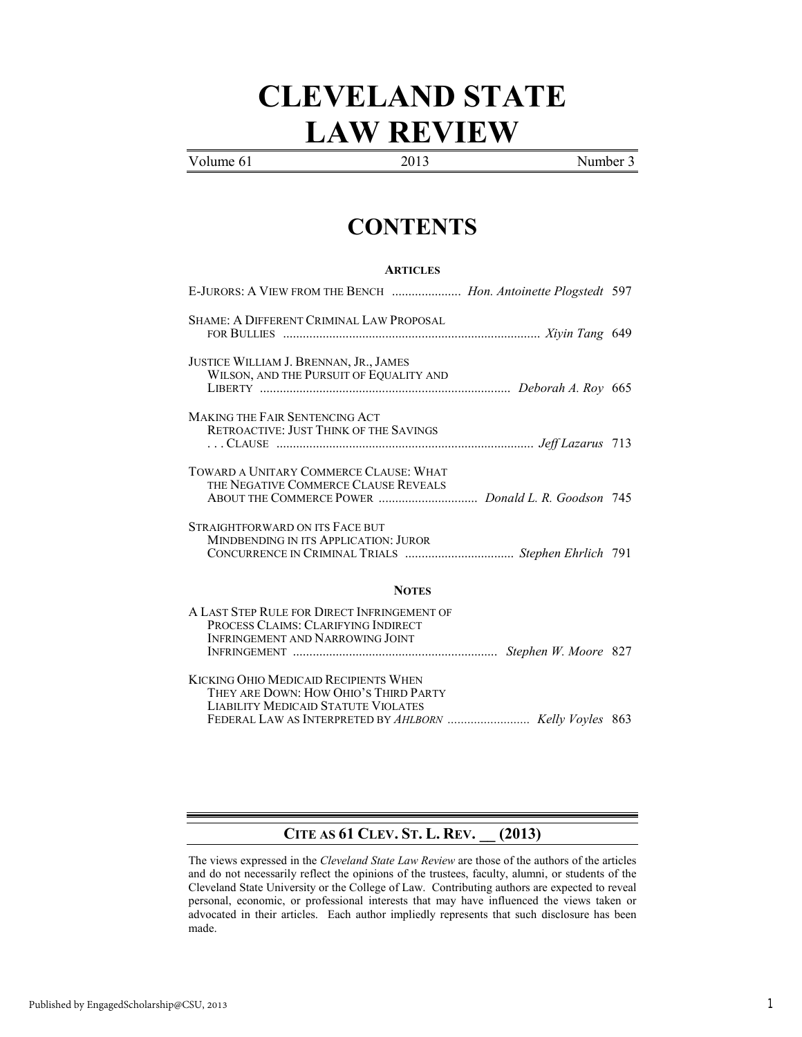# CLEVELAND STATE LAW REVIEW

Volume 61 | 2013 | Number 3

## CONTENTS

### ARTICLES

| | | |
|---|---|---|
| E-JURORS: A VIEW FROM THE BENCH | *Hon. Antoinette Plogstedt* | 597 |
| SHAME: A DIFFERENT CRIMINAL LAW PROPOSAL FOR BULLIES | *Xiyin Tang* | 649 |
| JUSTICE WILLIAM J. BRENNAN, JR., JAMES WILSON, AND THE PURSUIT OF EQUALITY AND LIBERTY | *Deborah A. Roy* | 665 |
| MAKING THE FAIR SENTENCING ACT RETROACTIVE: JUST THINK OF THE SAVINGS . . . CLAUSE | *Jeff Lazarus* | 713 |
| TOWARD A UNITARY COMMERCE CLAUSE: WHAT THE NEGATIVE COMMERCE CLAUSE REVEALS ABOUT THE COMMERCE POWER | *Donald L. R. Goodson* | 745 |
| STRAIGHTFORWARD ON ITS FACE BUT MINDBENDING IN ITS APPLICATION: JUROR CONCURRENCE IN CRIMINAL TRIALS | *Stephen Ehrlich* | 791 |

### NOTES

| | | |
|---|---|---|
| A LAST STEP RULE FOR DIRECT INFRINGEMENT OF PROCESS CLAIMS: CLARIFYING INDIRECT INFRINGEMENT AND NARROWING JOINT INFRINGEMENT | *Stephen W. Moore* | 827 |
| KICKING OHIO MEDICAID RECIPIENTS WHEN THEY ARE DOWN: HOW OHIO'S THIRD PARTY LIABILITY MEDICAID STATUTE VIOLATES FEDERAL LAW AS INTERPRETED BY *AHLBORN* | *Kelly Voyles* | 863 |

**CITE AS 61 CLEV. ST. L. REV. __ (2013)**

The views expressed in the *Cleveland State Law Review* are those of the authors of the articles and do not necessarily reflect the opinions of the trustees, faculty, alumni, or students of the Cleveland State University or the College of Law. Contributing authors are expected to reveal personal, economic, or professional interests that may have influenced the views taken or advocated in their articles. Each author impliedly represents that such disclosure has been made.